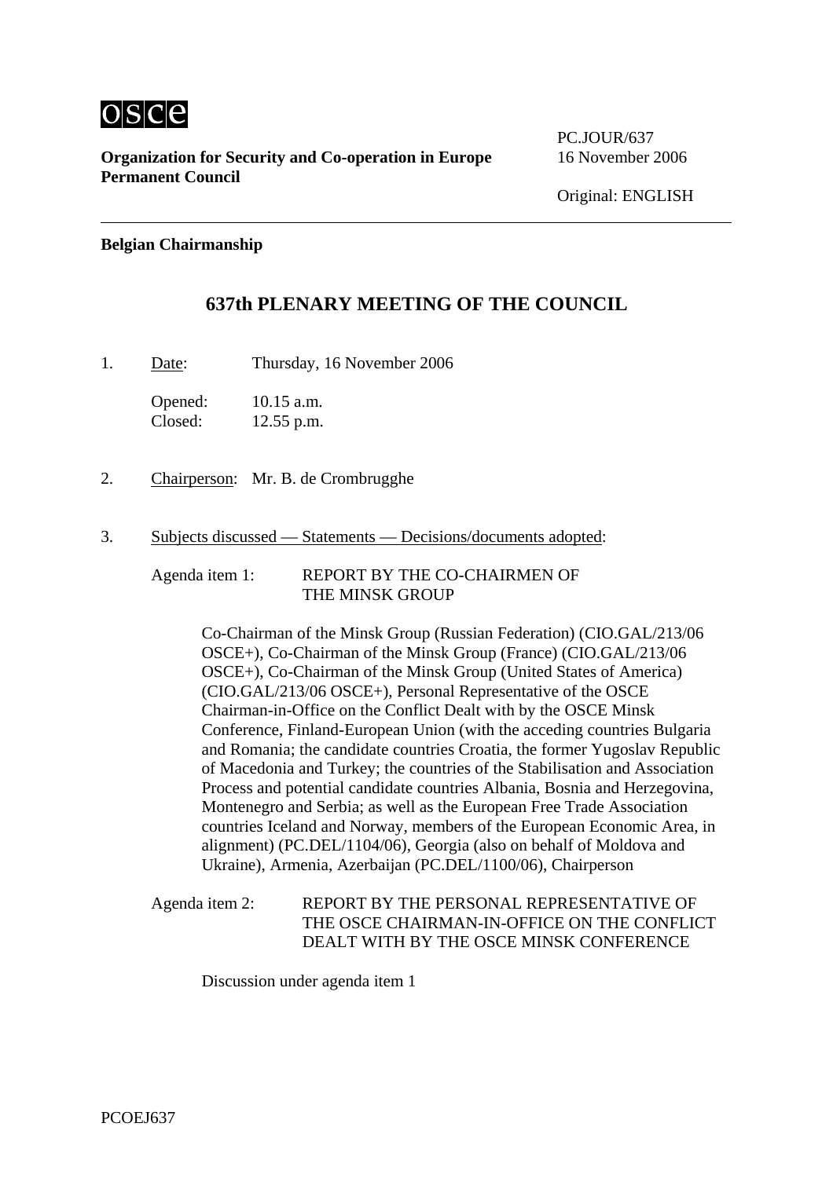osce

**Organization for Security and Co-operation in Europe**
**Permanent Council**

PC.JOUR/637
16 November 2006

Original: ENGLISH

---

**Belgian Chairmanship**

## 637th PLENARY MEETING OF THE COUNCIL

1. Date: Thursday, 16 November 2006

   Opened: 10.15 a.m.
   Closed: 12.55 p.m.

2. Chairperson: Mr. B. de Crombrugghe

3. Subjects discussed — Statements — Decisions/documents adopted:

   Agenda item 1: REPORT BY THE CO-CHAIRMEN OF THE MINSK GROUP

   Co-Chairman of the Minsk Group (Russian Federation) (CIO.GAL/213/06 OSCE+), Co-Chairman of the Minsk Group (France) (CIO.GAL/213/06 OSCE+), Co-Chairman of the Minsk Group (United States of America) (CIO.GAL/213/06 OSCE+), Personal Representative of the OSCE Chairman-in-Office on the Conflict Dealt with by the OSCE Minsk Conference, Finland-European Union (with the acceding countries Bulgaria and Romania; the candidate countries Croatia, the former Yugoslav Republic of Macedonia and Turkey; the countries of the Stabilisation and Association Process and potential candidate countries Albania, Bosnia and Herzegovina, Montenegro and Serbia; as well as the European Free Trade Association countries Iceland and Norway, members of the European Economic Area, in alignment) (PC.DEL/1104/06), Georgia (also on behalf of Moldova and Ukraine), Armenia, Azerbaijan (PC.DEL/1100/06), Chairperson

   Agenda item 2: REPORT BY THE PERSONAL REPRESENTATIVE OF THE OSCE CHAIRMAN-IN-OFFICE ON THE CONFLICT DEALT WITH BY THE OSCE MINSK CONFERENCE

   Discussion under agenda item 1

PCOEJ637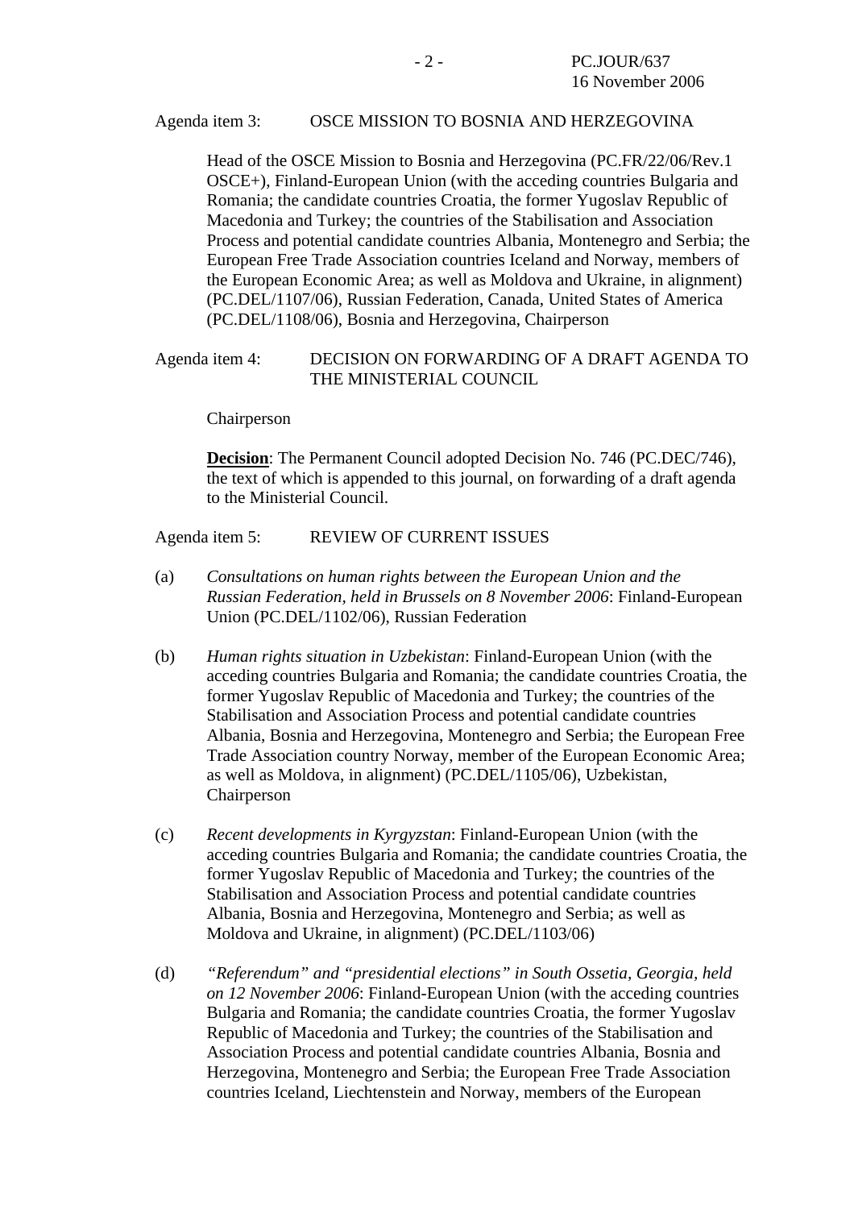Agenda item 3: OSCE MISSION TO BOSNIA AND HERZEGOVINA

Head of the OSCE Mission to Bosnia and Herzegovina (PC.FR/22/06/Rev.1 OSCE+), Finland-European Union (with the acceding countries Bulgaria and Romania; the candidate countries Croatia, the former Yugoslav Republic of Macedonia and Turkey; the countries of the Stabilisation and Association Process and potential candidate countries Albania, Montenegro and Serbia; the European Free Trade Association countries Iceland and Norway, members of the European Economic Area; as well as Moldova and Ukraine, in alignment) (PC.DEL/1107/06), Russian Federation, Canada, United States of America (PC.DEL/1108/06), Bosnia and Herzegovina, Chairperson

Agenda item 4: DECISION ON FORWARDING OF A DRAFT AGENDA TO THE MINISTERIAL COUNCIL

Chairperson

**Decision**: The Permanent Council adopted Decision No. 746 (PC.DEC/746), the text of which is appended to this journal, on forwarding of a draft agenda to the Ministerial Council.

Agenda item 5: REVIEW OF CURRENT ISSUES

(a) *Consultations on human rights between the European Union and the Russian Federation, held in Brussels on 8 November 2006*: Finland-European Union (PC.DEL/1102/06), Russian Federation

(b) *Human rights situation in Uzbekistan*: Finland-European Union (with the acceding countries Bulgaria and Romania; the candidate countries Croatia, the former Yugoslav Republic of Macedonia and Turkey; the countries of the Stabilisation and Association Process and potential candidate countries Albania, Bosnia and Herzegovina, Montenegro and Serbia; the European Free Trade Association country Norway, member of the European Economic Area; as well as Moldova, in alignment) (PC.DEL/1105/06), Uzbekistan, Chairperson

(c) *Recent developments in Kyrgyzstan*: Finland-European Union (with the acceding countries Bulgaria and Romania; the candidate countries Croatia, the former Yugoslav Republic of Macedonia and Turkey; the countries of the Stabilisation and Association Process and potential candidate countries Albania, Bosnia and Herzegovina, Montenegro and Serbia; as well as Moldova and Ukraine, in alignment) (PC.DEL/1103/06)

(d) *"Referendum" and "presidential elections" in South Ossetia, Georgia, held on 12 November 2006*: Finland-European Union (with the acceding countries Bulgaria and Romania; the candidate countries Croatia, the former Yugoslav Republic of Macedonia and Turkey; the countries of the Stabilisation and Association Process and potential candidate countries Albania, Bosnia and Herzegovina, Montenegro and Serbia; the European Free Trade Association countries Iceland, Liechtenstein and Norway, members of the European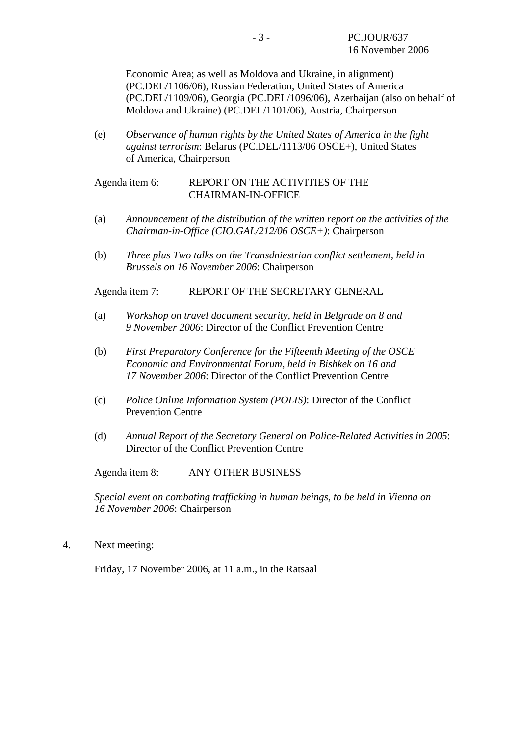Economic Area; as well as Moldova and Ukraine, in alignment) (PC.DEL/1106/06), Russian Federation, United States of America (PC.DEL/1109/06), Georgia (PC.DEL/1096/06), Azerbaijan (also on behalf of Moldova and Ukraine) (PC.DEL/1101/06), Austria, Chairperson

(e) *Observance of human rights by the United States of America in the fight against terrorism*: Belarus (PC.DEL/1113/06 OSCE+), United States of America, Chairperson

Agenda item 6: REPORT ON THE ACTIVITIES OF THE CHAIRMAN-IN-OFFICE

(a) *Announcement of the distribution of the written report on the activities of the Chairman-in-Office (CIO.GAL/212/06 OSCE+)*: Chairperson

(b) *Three plus Two talks on the Transdniestrian conflict settlement, held in Brussels on 16 November 2006*: Chairperson

Agenda item 7: REPORT OF THE SECRETARY GENERAL

(a) *Workshop on travel document security, held in Belgrade on 8 and 9 November 2006*: Director of the Conflict Prevention Centre

(b) *First Preparatory Conference for the Fifteenth Meeting of the OSCE Economic and Environmental Forum, held in Bishkek on 16 and 17 November 2006*: Director of the Conflict Prevention Centre

(c) *Police Online Information System (POLIS)*: Director of the Conflict Prevention Centre

(d) *Annual Report of the Secretary General on Police-Related Activities in 2005*: Director of the Conflict Prevention Centre

Agenda item 8: ANY OTHER BUSINESS

*Special event on combating trafficking in human beings, to be held in Vienna on 16 November 2006*: Chairperson

4. Next meeting:

Friday, 17 November 2006, at 11 a.m., in the Ratsaal